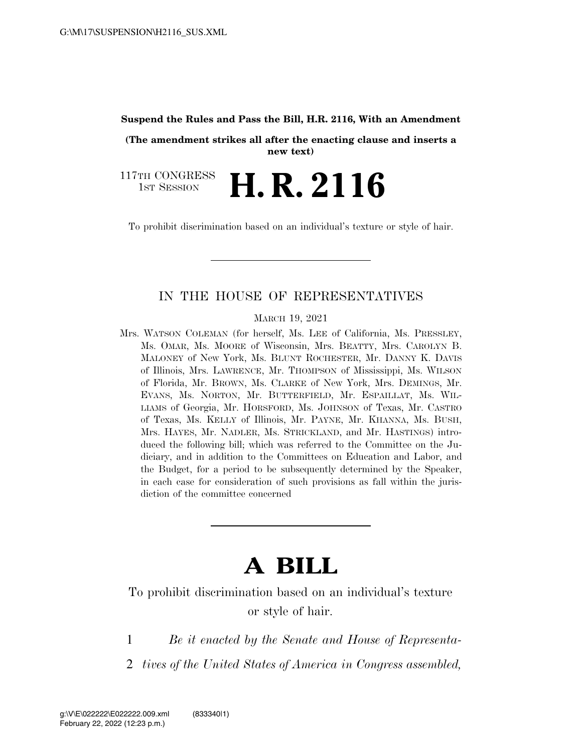**Suspend the Rules and Pass the Bill, H.R. 2116, With an Amendment**

**(The amendment strikes all after the enacting clause and inserts a new text)**

117TH CONGRESS
1ST SESSION

# H. R. 2116

To prohibit discrimination based on an individual's texture or style of hair.

---

IN THE HOUSE OF REPRESENTATIVES

MARCH 19, 2021

Mrs. WATSON COLEMAN (for herself, Ms. LEE of California, Ms. PRESSLEY, Ms. OMAR, Ms. MOORE of Wisconsin, Mrs. BEATTY, Mrs. CAROLYN B. MALONEY of New York, Ms. BLUNT ROCHESTER, Mr. DANNY K. DAVIS of Illinois, Mrs. LAWRENCE, Mr. THOMPSON of Mississippi, Ms. WILSON of Florida, Mr. BROWN, Ms. CLARKE of New York, Mrs. DEMINGS, Mr. EVANS, Ms. NORTON, Mr. BUTTERFIELD, Mr. ESPAILLAT, Ms. WILLIAMS of Georgia, Mr. HORSFORD, Ms. JOHNSON of Texas, Mr. CASTRO of Texas, Ms. KELLY of Illinois, Mr. PAYNE, Mr. KHANNA, Ms. BUSH, Mrs. HAYES, Mr. NADLER, Ms. STRICKLAND, and Mr. HASTINGS) introduced the following bill; which was referred to the Committee on the Judiciary, and in addition to the Committees on Education and Labor, and the Budget, for a period to be subsequently determined by the Speaker, in each case for consideration of such provisions as fall within the jurisdiction of the committee concerned

---

# A BILL

To prohibit discrimination based on an individual's texture or style of hair.

1 *Be it enacted by the Senate and House of Representa-*
2 *tives of the United States of America in Congress assembled,*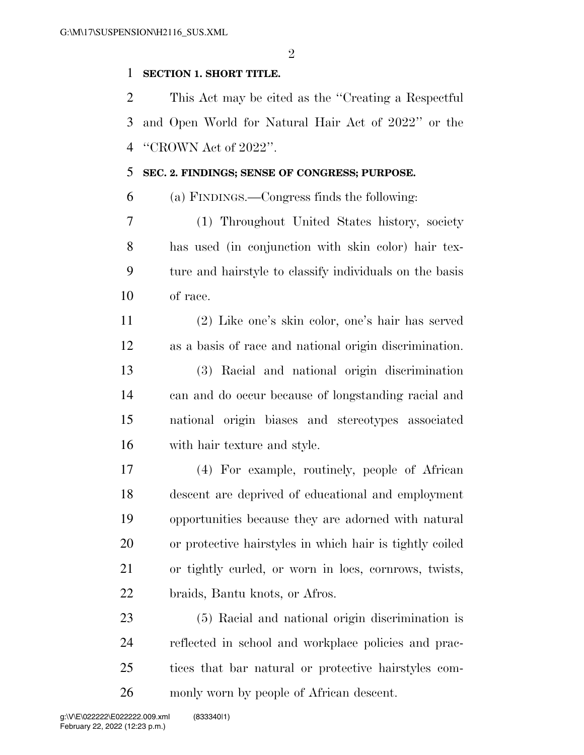**SECTION 1. SHORT TITLE.**

This Act may be cited as the ''Creating a Respectful and Open World for Natural Hair Act of 2022'' or the ''CROWN Act of 2022''.

**SEC. 2. FINDINGS; SENSE OF CONGRESS; PURPOSE.**

(a) FINDINGS.—Congress finds the following:

(1) Throughout United States history, society has used (in conjunction with skin color) hair texture and hairstyle to classify individuals on the basis of race.

(2) Like one's skin color, one's hair has served as a basis of race and national origin discrimination.

(3) Racial and national origin discrimination can and do occur because of longstanding racial and national origin biases and stereotypes associated with hair texture and style.

(4) For example, routinely, people of African descent are deprived of educational and employment opportunities because they are adorned with natural or protective hairstyles in which hair is tightly coiled or tightly curled, or worn in locs, cornrows, twists, braids, Bantu knots, or Afros.

(5) Racial and national origin discrimination is reflected in school and workplace policies and practices that bar natural or protective hairstyles commonly worn by people of African descent.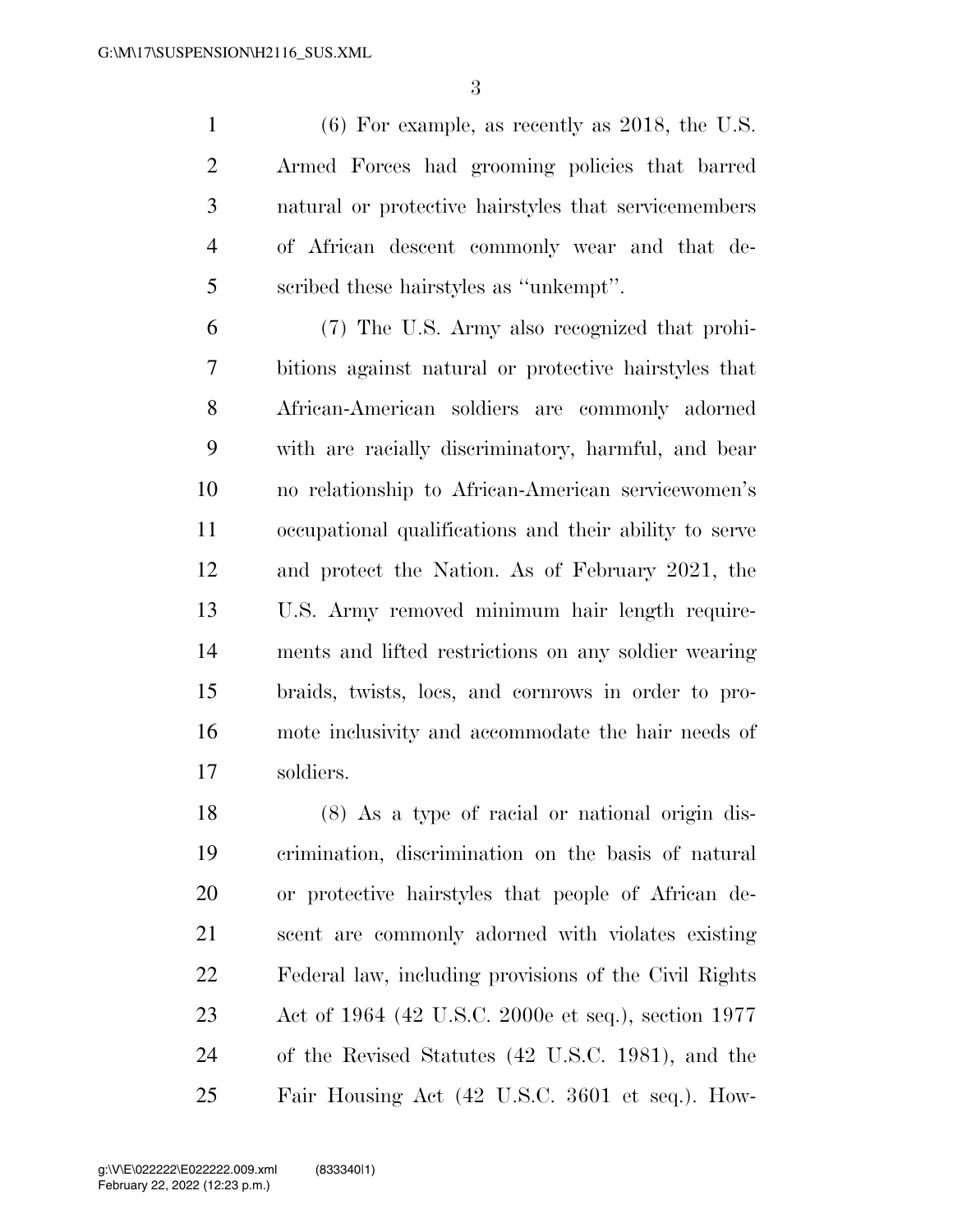(6) For example, as recently as 2018, the U.S. Armed Forces had grooming policies that barred natural or protective hairstyles that servicemembers of African descent commonly wear and that described these hairstyles as ''unkempt''.

(7) The U.S. Army also recognized that prohibitions against natural or protective hairstyles that African-American soldiers are commonly adorned with are racially discriminatory, harmful, and bear no relationship to African-American servicewomen's occupational qualifications and their ability to serve and protect the Nation. As of February 2021, the U.S. Army removed minimum hair length requirements and lifted restrictions on any soldier wearing braids, twists, locs, and cornrows in order to promote inclusivity and accommodate the hair needs of soldiers.

(8) As a type of racial or national origin discrimination, discrimination on the basis of natural or protective hairstyles that people of African descent are commonly adorned with violates existing Federal law, including provisions of the Civil Rights Act of 1964 (42 U.S.C. 2000e et seq.), section 1977 of the Revised Statutes (42 U.S.C. 1981), and the Fair Housing Act (42 U.S.C. 3601 et seq.). How-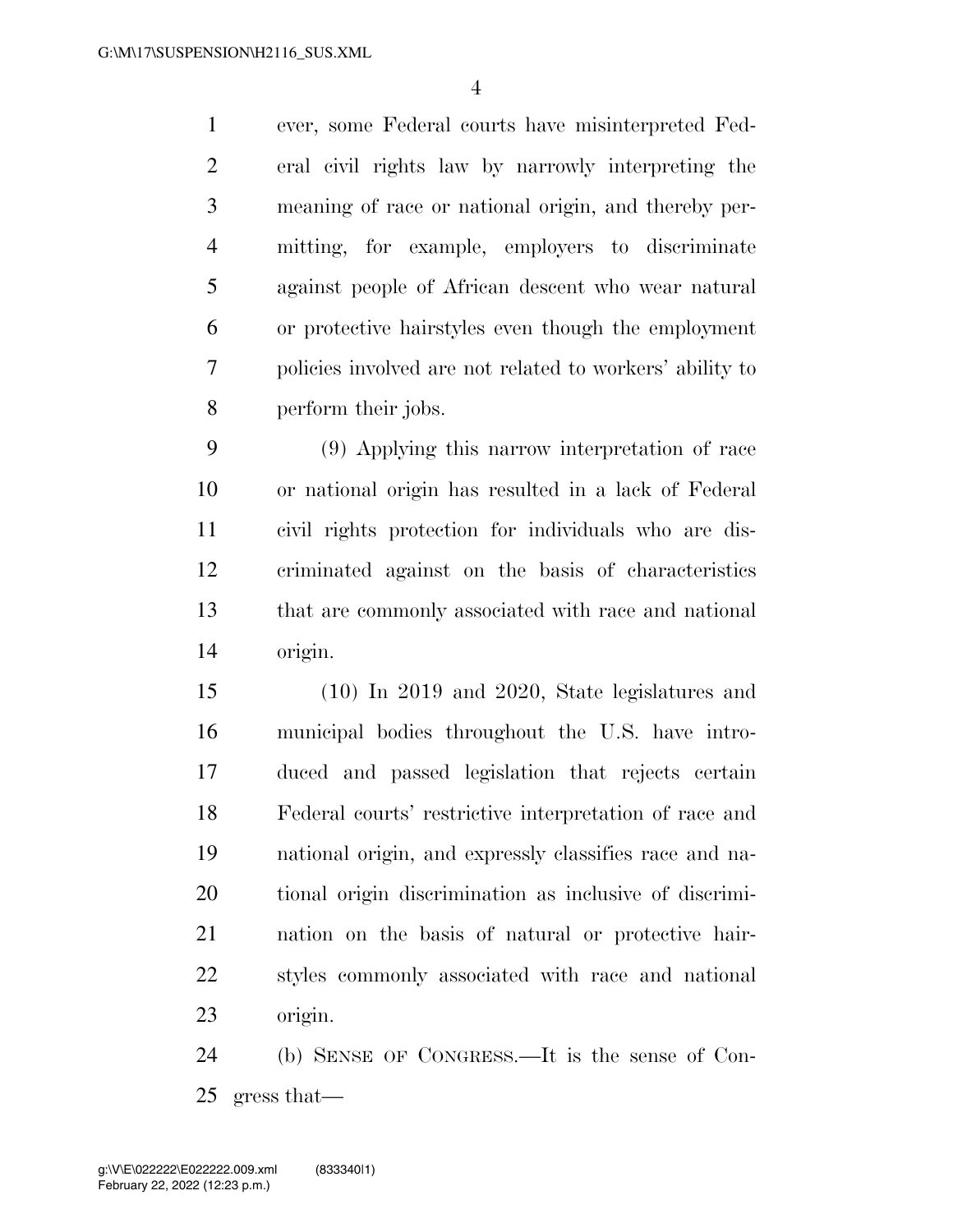ever, some Federal courts have misinterpreted Federal civil rights law by narrowly interpreting the meaning of race or national origin, and thereby permitting, for example, employers to discriminate against people of African descent who wear natural or protective hairstyles even though the employment policies involved are not related to workers' ability to perform their jobs.

(9) Applying this narrow interpretation of race or national origin has resulted in a lack of Federal civil rights protection for individuals who are discriminated against on the basis of characteristics that are commonly associated with race and national origin.

(10) In 2019 and 2020, State legislatures and municipal bodies throughout the U.S. have introduced and passed legislation that rejects certain Federal courts' restrictive interpretation of race and national origin, and expressly classifies race and national origin discrimination as inclusive of discrimination on the basis of natural or protective hairstyles commonly associated with race and national origin.

(b) SENSE OF CONGRESS.—It is the sense of Congress that—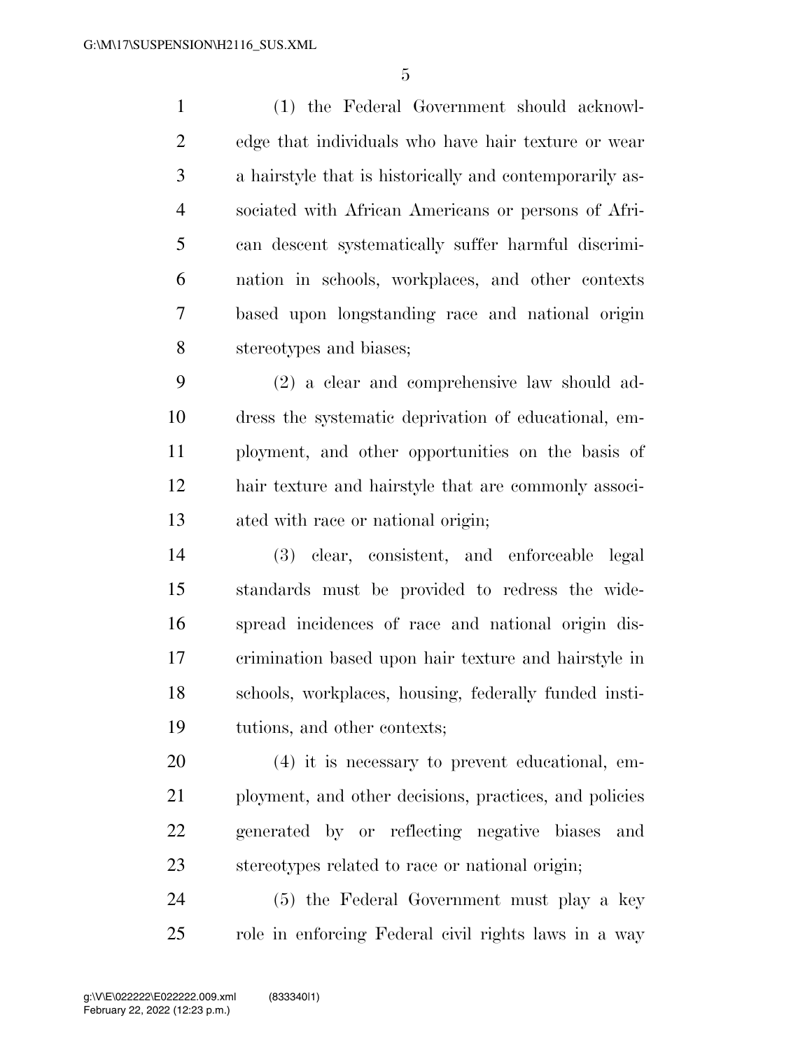(1) the Federal Government should acknowledge that individuals who have hair texture or wear a hairstyle that is historically and contemporarily associated with African Americans or persons of African descent systematically suffer harmful discrimination in schools, workplaces, and other contexts based upon longstanding race and national origin stereotypes and biases;

(2) a clear and comprehensive law should address the systematic deprivation of educational, employment, and other opportunities on the basis of hair texture and hairstyle that are commonly associated with race or national origin;

(3) clear, consistent, and enforceable legal standards must be provided to redress the widespread incidences of race and national origin discrimination based upon hair texture and hairstyle in schools, workplaces, housing, federally funded institutions, and other contexts;

(4) it is necessary to prevent educational, employment, and other decisions, practices, and policies generated by or reflecting negative biases and stereotypes related to race or national origin;

(5) the Federal Government must play a key role in enforcing Federal civil rights laws in a way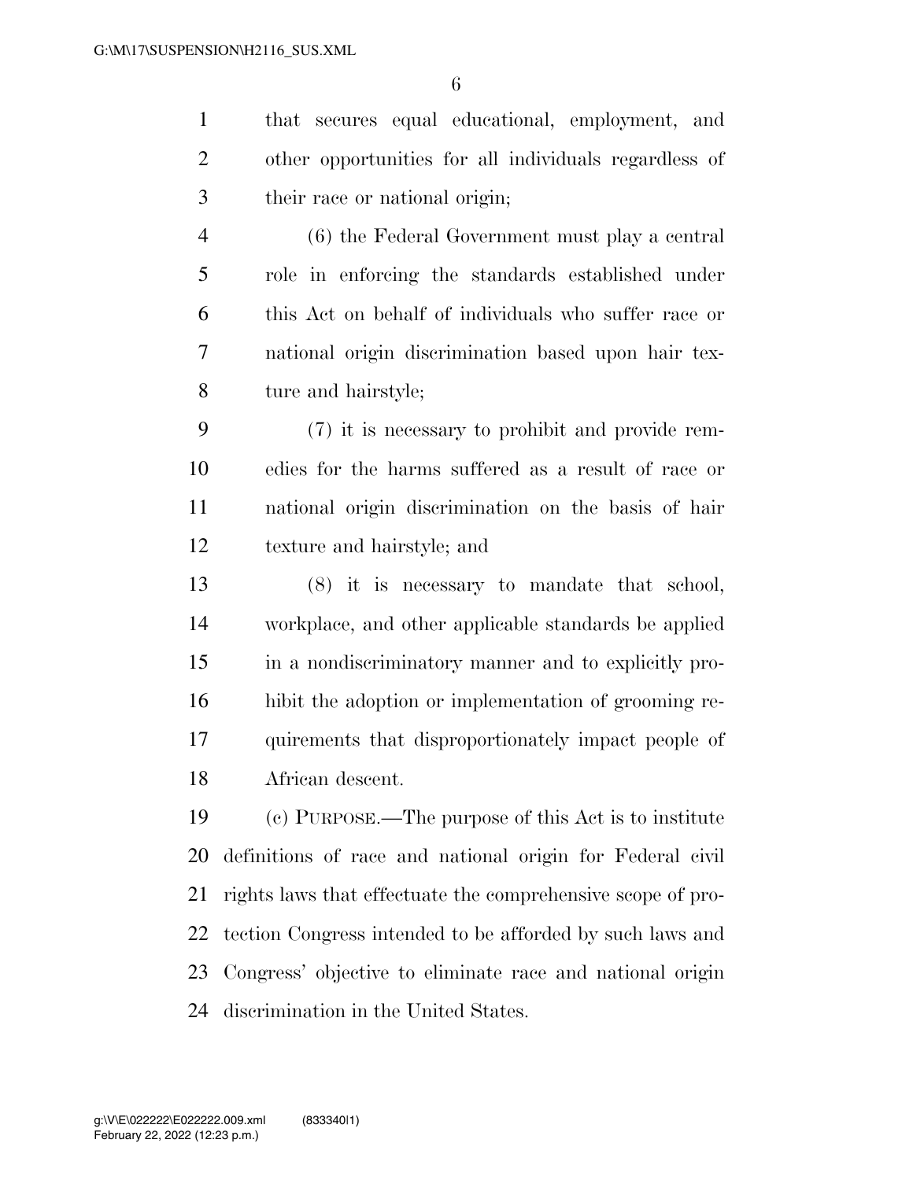that secures equal educational, employment, and other opportunities for all individuals regardless of their race or national origin;

(6) the Federal Government must play a central role in enforcing the standards established under this Act on behalf of individuals who suffer race or national origin discrimination based upon hair texture and hairstyle;

(7) it is necessary to prohibit and provide remedies for the harms suffered as a result of race or national origin discrimination on the basis of hair texture and hairstyle; and

(8) it is necessary to mandate that school, workplace, and other applicable standards be applied in a nondiscriminatory manner and to explicitly prohibit the adoption or implementation of grooming requirements that disproportionately impact people of African descent.

(c) PURPOSE.—The purpose of this Act is to institute definitions of race and national origin for Federal civil rights laws that effectuate the comprehensive scope of protection Congress intended to be afforded by such laws and Congress' objective to eliminate race and national origin discrimination in the United States.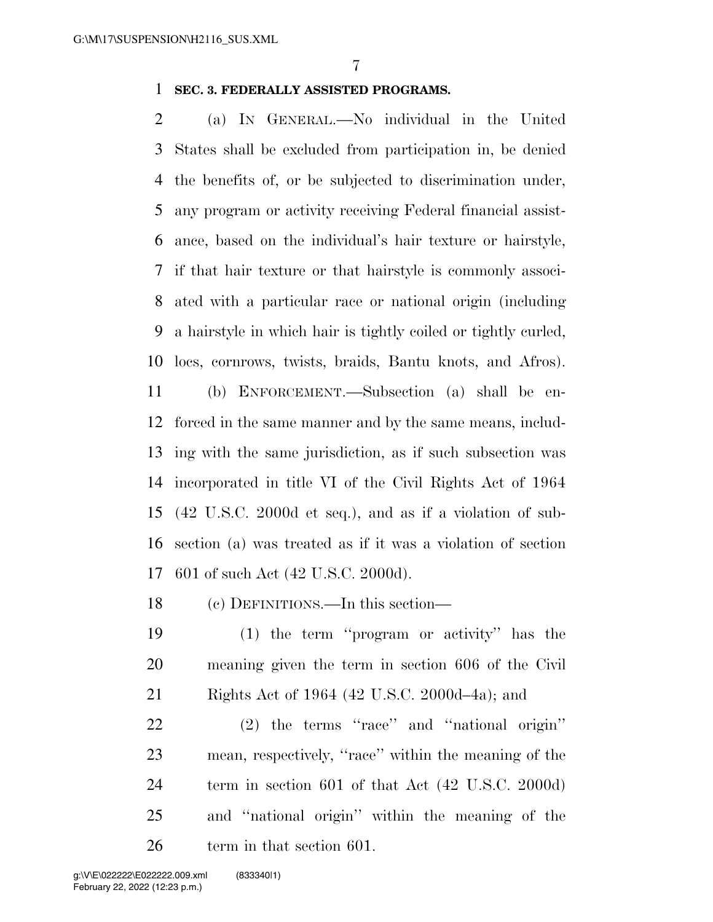**SEC. 3. FEDERALLY ASSISTED PROGRAMS.**

(a) IN GENERAL.—No individual in the United States shall be excluded from participation in, be denied the benefits of, or be subjected to discrimination under, any program or activity receiving Federal financial assistance, based on the individual's hair texture or hairstyle, if that hair texture or that hairstyle is commonly associated with a particular race or national origin (including a hairstyle in which hair is tightly coiled or tightly curled, locs, cornrows, twists, braids, Bantu knots, and Afros).

(b) ENFORCEMENT.—Subsection (a) shall be enforced in the same manner and by the same means, including with the same jurisdiction, as if such subsection was incorporated in title VI of the Civil Rights Act of 1964 (42 U.S.C. 2000d et seq.), and as if a violation of subsection (a) was treated as if it was a violation of section 601 of such Act (42 U.S.C. 2000d).

(c) DEFINITIONS.—In this section—

(1) the term ''program or activity'' has the meaning given the term in section 606 of the Civil Rights Act of 1964 (42 U.S.C. 2000d–4a); and

(2) the terms ''race'' and ''national origin'' mean, respectively, ''race'' within the meaning of the term in section 601 of that Act (42 U.S.C. 2000d) and ''national origin'' within the meaning of the term in that section 601.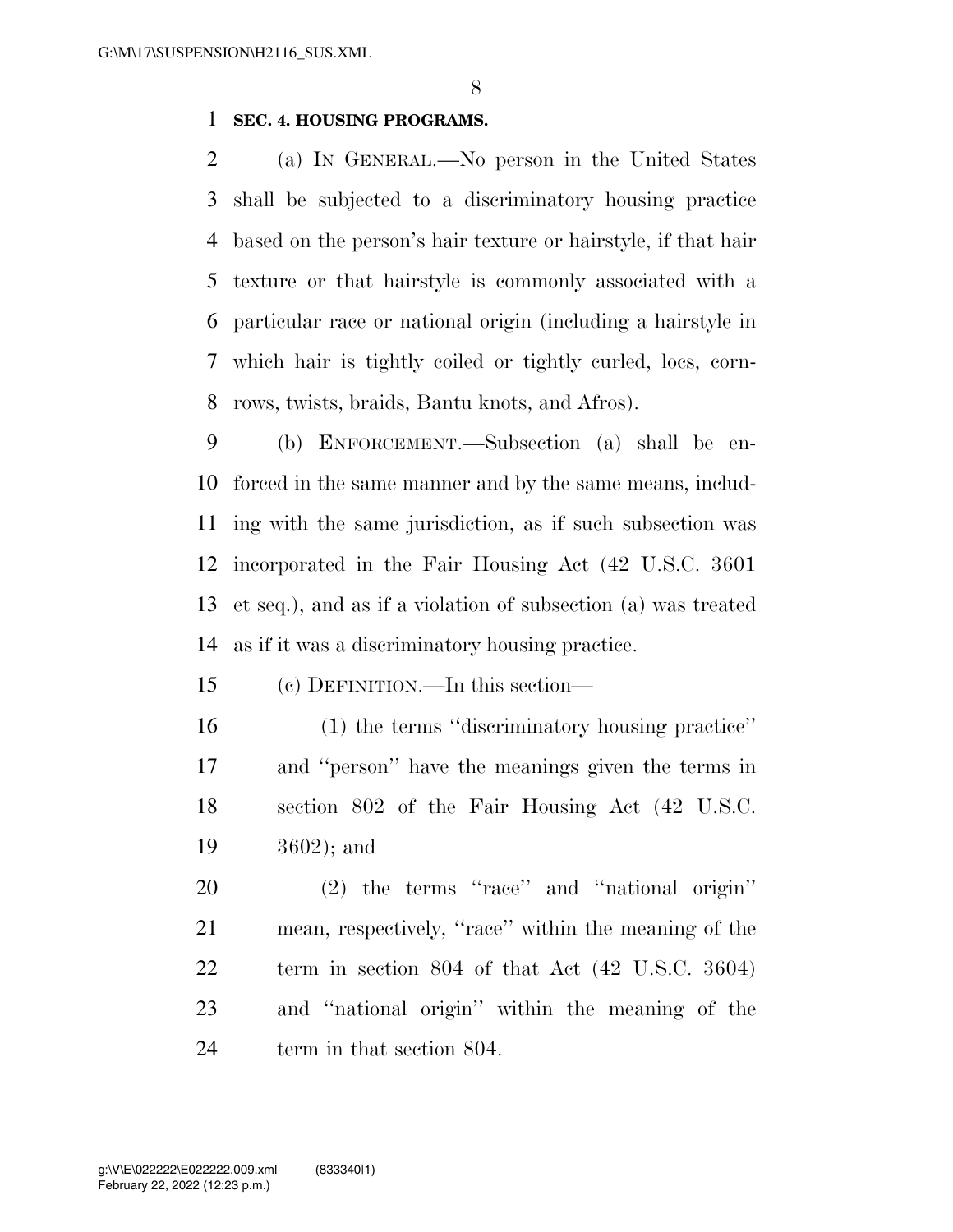**SEC. 4. HOUSING PROGRAMS.**

(a) IN GENERAL.—No person in the United States shall be subjected to a discriminatory housing practice based on the person's hair texture or hairstyle, if that hair texture or that hairstyle is commonly associated with a particular race or national origin (including a hairstyle in which hair is tightly coiled or tightly curled, locs, cornrows, twists, braids, Bantu knots, and Afros).

(b) ENFORCEMENT.—Subsection (a) shall be enforced in the same manner and by the same means, including with the same jurisdiction, as if such subsection was incorporated in the Fair Housing Act (42 U.S.C. 3601 et seq.), and as if a violation of subsection (a) was treated as if it was a discriminatory housing practice.

(c) DEFINITION.—In this section—

(1) the terms ''discriminatory housing practice'' and ''person'' have the meanings given the terms in section 802 of the Fair Housing Act (42 U.S.C. 3602); and

(2) the terms ''race'' and ''national origin'' mean, respectively, ''race'' within the meaning of the term in section 804 of that Act (42 U.S.C. 3604) and ''national origin'' within the meaning of the term in that section 804.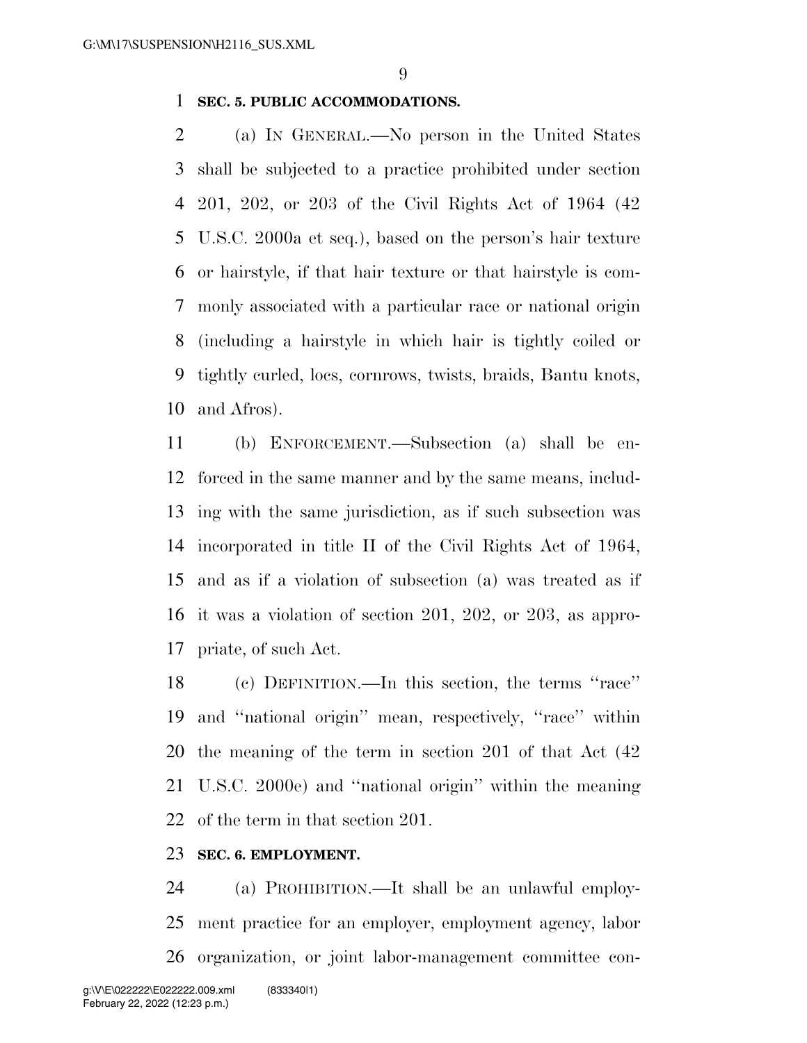**SEC. 5. PUBLIC ACCOMMODATIONS.**

(a) IN GENERAL.—No person in the United States shall be subjected to a practice prohibited under section 201, 202, or 203 of the Civil Rights Act of 1964 (42 U.S.C. 2000a et seq.), based on the person's hair texture or hairstyle, if that hair texture or that hairstyle is commonly associated with a particular race or national origin (including a hairstyle in which hair is tightly coiled or tightly curled, locs, cornrows, twists, braids, Bantu knots, and Afros).

(b) ENFORCEMENT.—Subsection (a) shall be enforced in the same manner and by the same means, including with the same jurisdiction, as if such subsection was incorporated in title II of the Civil Rights Act of 1964, and as if a violation of subsection (a) was treated as if it was a violation of section 201, 202, or 203, as appropriate, of such Act.

(c) DEFINITION.—In this section, the terms "race" and "national origin" mean, respectively, "race" within the meaning of the term in section 201 of that Act (42 U.S.C. 2000e) and "national origin" within the meaning of the term in that section 201.

**SEC. 6. EMPLOYMENT.**

(a) PROHIBITION.—It shall be an unlawful employment practice for an employer, employment agency, labor organization, or joint labor-management committee con-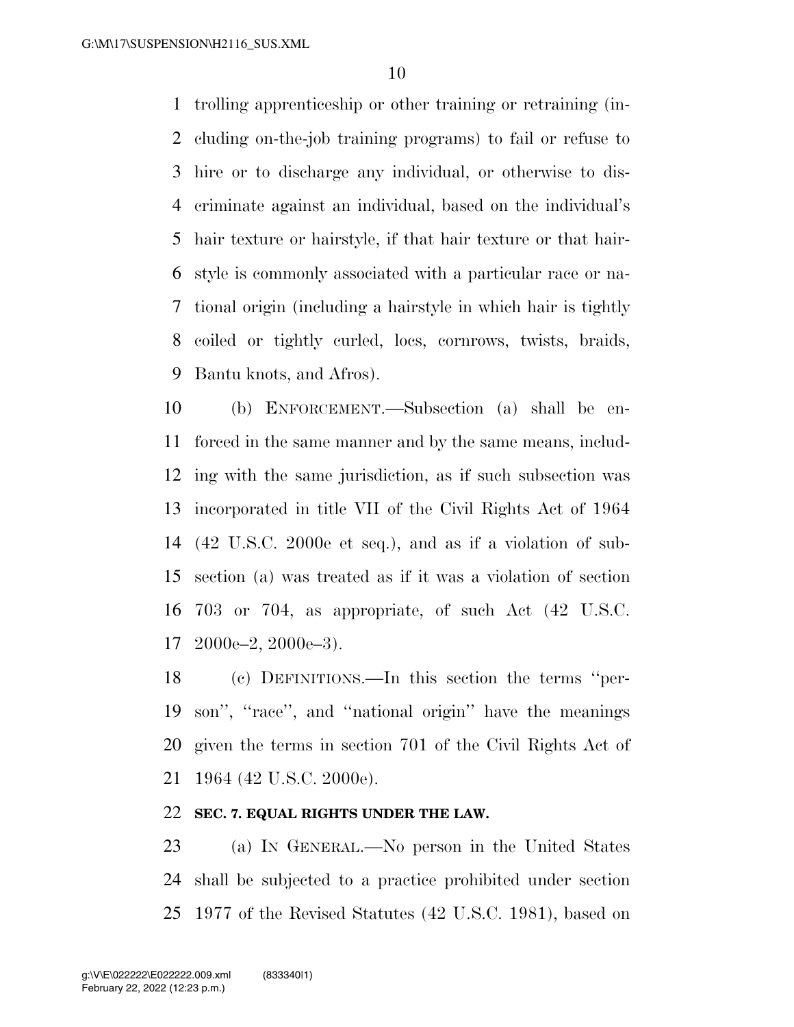trolling apprenticeship or other training or retraining (including on-the-job training programs) to fail or refuse to hire or to discharge any individual, or otherwise to discriminate against an individual, based on the individual's hair texture or hairstyle, if that hair texture or that hairstyle is commonly associated with a particular race or national origin (including a hairstyle in which hair is tightly coiled or tightly curled, locs, cornrows, twists, braids, Bantu knots, and Afros).

(b) ENFORCEMENT.—Subsection (a) shall be enforced in the same manner and by the same means, including with the same jurisdiction, as if such subsection was incorporated in title VII of the Civil Rights Act of 1964 (42 U.S.C. 2000e et seq.), and as if a violation of subsection (a) was treated as if it was a violation of section 703 or 704, as appropriate, of such Act (42 U.S.C. 2000e–2, 2000e–3).

(c) DEFINITIONS.—In this section the terms ''person'', ''race'', and ''national origin'' have the meanings given the terms in section 701 of the Civil Rights Act of 1964 (42 U.S.C. 2000e).

**SEC. 7. EQUAL RIGHTS UNDER THE LAW.**

(a) IN GENERAL.—No person in the United States shall be subjected to a practice prohibited under section 1977 of the Revised Statutes (42 U.S.C. 1981), based on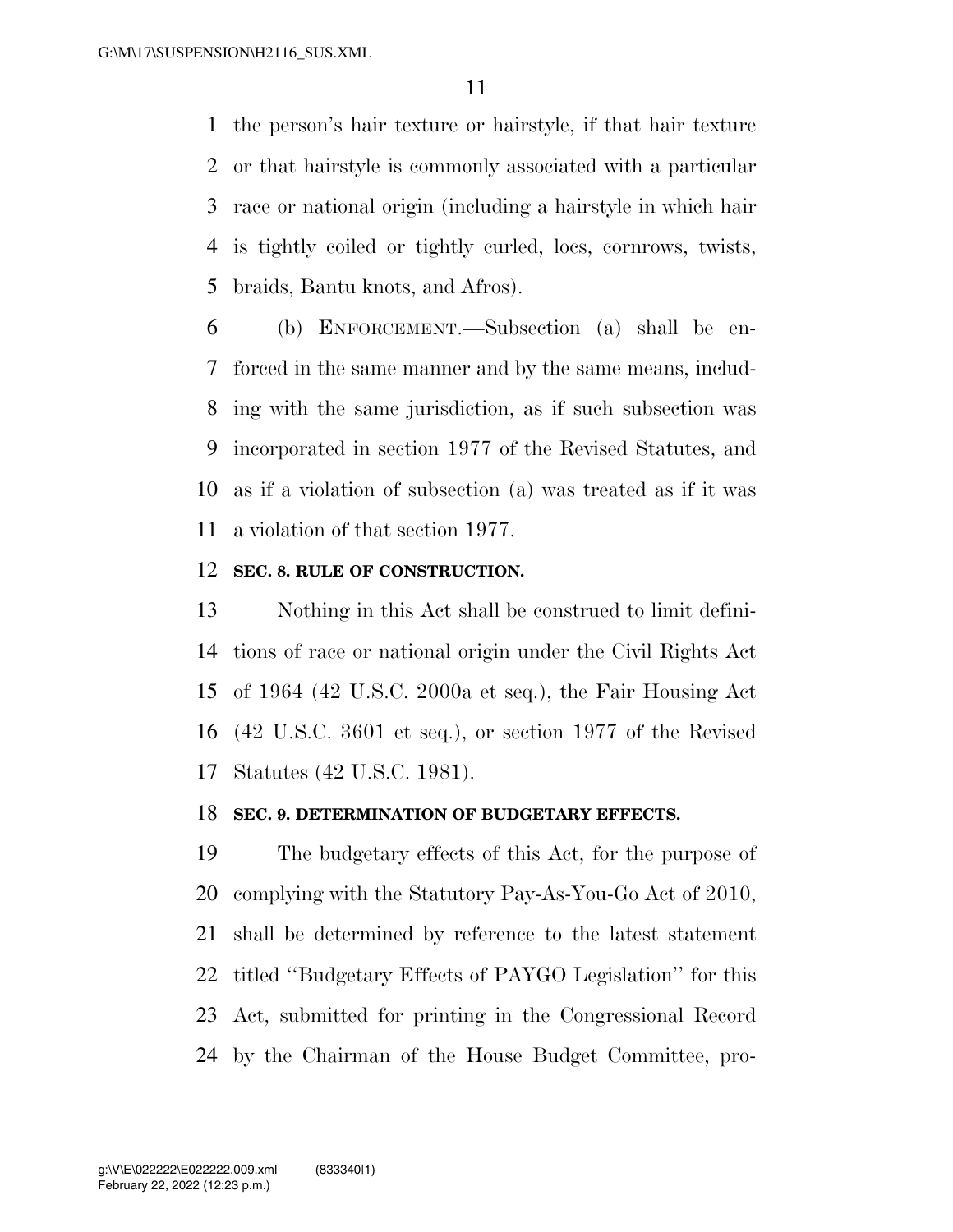the person's hair texture or hairstyle, if that hair texture or that hairstyle is commonly associated with a particular race or national origin (including a hairstyle in which hair is tightly coiled or tightly curled, locs, cornrows, twists, braids, Bantu knots, and Afros).

(b) ENFORCEMENT.—Subsection (a) shall be enforced in the same manner and by the same means, including with the same jurisdiction, as if such subsection was incorporated in section 1977 of the Revised Statutes, and as if a violation of subsection (a) was treated as if it was a violation of that section 1977.

**SEC. 8. RULE OF CONSTRUCTION.**

Nothing in this Act shall be construed to limit definitions of race or national origin under the Civil Rights Act of 1964 (42 U.S.C. 2000a et seq.), the Fair Housing Act (42 U.S.C. 3601 et seq.), or section 1977 of the Revised Statutes (42 U.S.C. 1981).

**SEC. 9. DETERMINATION OF BUDGETARY EFFECTS.**

The budgetary effects of this Act, for the purpose of complying with the Statutory Pay-As-You-Go Act of 2010, shall be determined by reference to the latest statement titled ''Budgetary Effects of PAYGO Legislation'' for this Act, submitted for printing in the Congressional Record by the Chairman of the House Budget Committee, pro-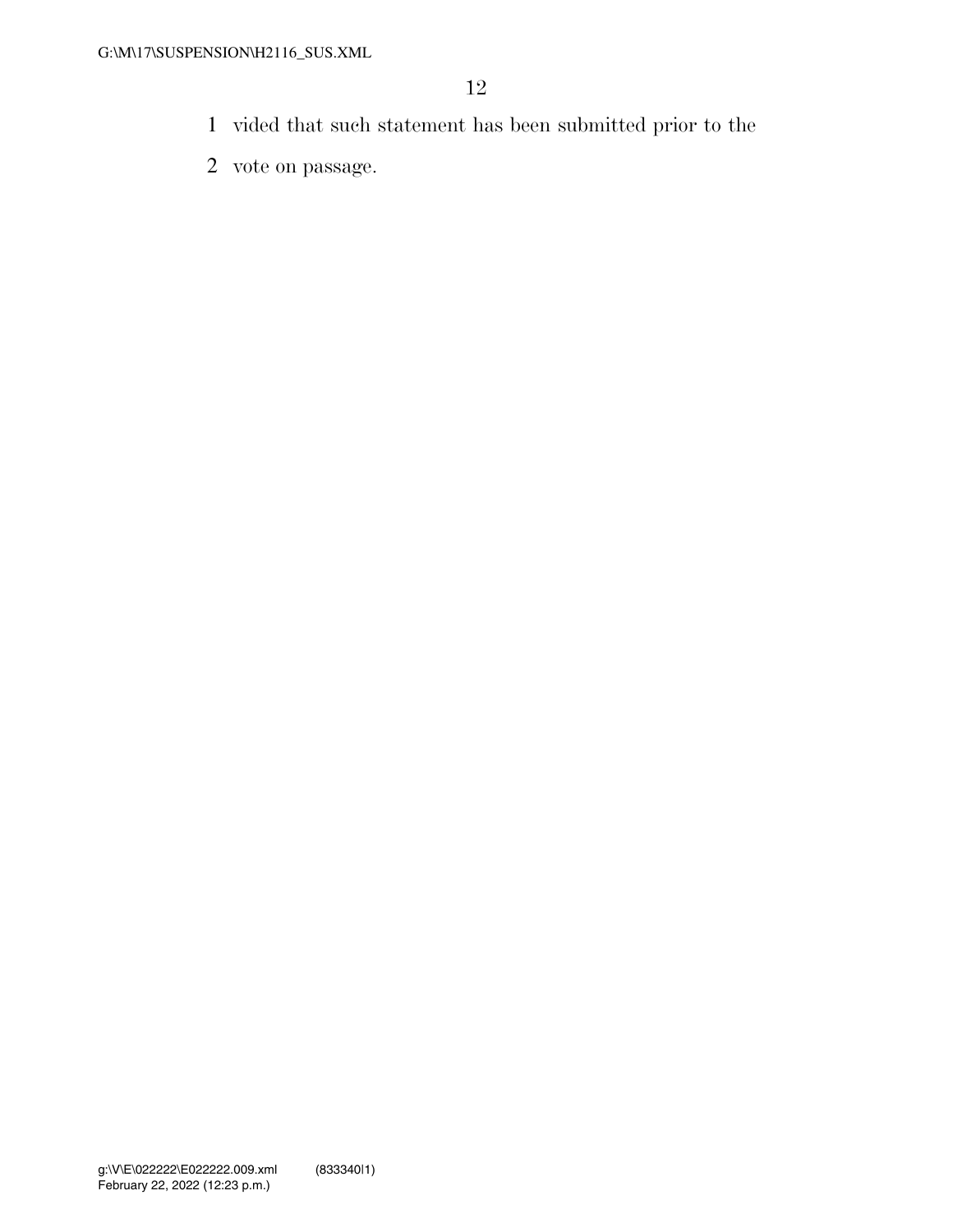vided that such statement has been submitted prior to the vote on passage.